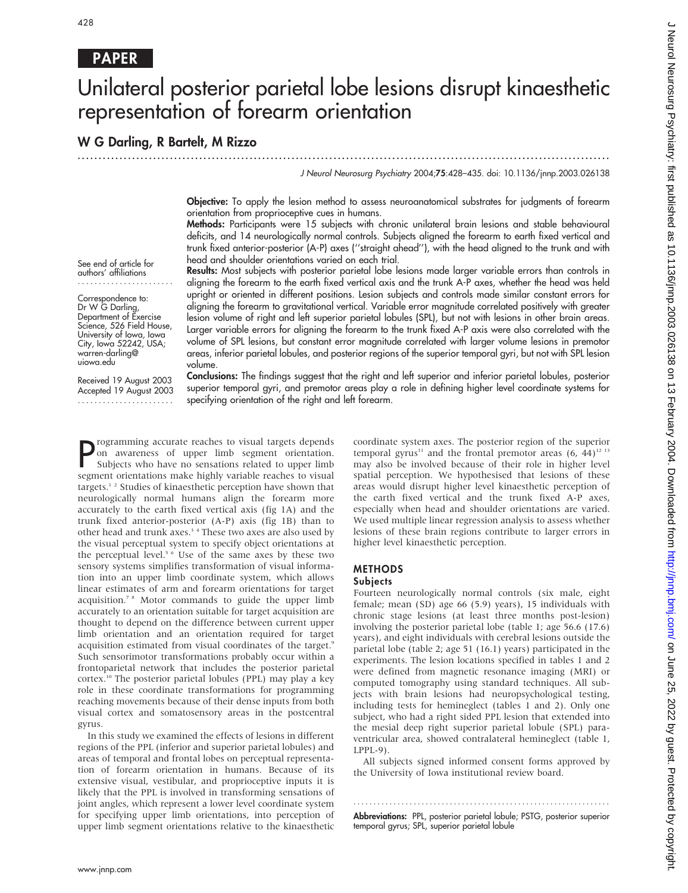PAPER

# Unilateral posterior parietal lobe lesions disrupt kinaesthetic representation of forearm orientation

**W G Darling, R Bartelt, M Rizzo**

J Neurol Neurosurg Psychiatry 2004;75:428–435. doi: 10.1136/jnnp.2003.026138

See end of article for authors' affiliations

Correspondence to: Dr W G Darling, Department of Exercise Science, 526 Field House, University of Iowa, Iowa City, Iowa 52242, USA; warren-darling@uiowa.edu

Received 19 August 2003
Accepted 19 August 2003

**Objective:** To apply the lesion method to assess neuroanatomical substrates for judgments of forearm orientation from proprioceptive cues in humans.

**Methods:** Participants were 15 subjects with chronic unilateral brain lesions and stable behavioural deficits, and 14 neurologically normal controls. Subjects aligned the forearm to earth fixed vertical and trunk fixed anterior-posterior (A-P) axes ("straight ahead"), with the head aligned to the trunk and with head and shoulder orientations varied on each trial.

**Results:** Most subjects with posterior parietal lobe lesions made larger variable errors than controls in aligning the forearm to the earth fixed vertical axis and the trunk A-P axes, whether the head was held upright or oriented in different positions. Lesion subjects and controls made similar constant errors for aligning the forearm to gravitational vertical. Variable error magnitude correlated positively with greater lesion volume of right and left superior parietal lobules (SPL), but not with lesions in other brain areas. Larger variable errors for aligning the forearm to the trunk fixed A-P axis were also correlated with the volume of SPL lesions, but constant error magnitude correlated with larger volume lesions in premotor areas, inferior parietal lobules, and posterior regions of the superior temporal gyri, but not with SPL lesion volume.

**Conclusions:** The findings suggest that the right and left superior and inferior parietal lobules, posterior superior temporal gyri, and premotor areas play a role in defining higher level coordinate systems for specifying orientation of the right and left forearm.

Programming accurate reaches to visual targets depends on awareness of upper limb segment orientation. Subjects who have no sensations related to upper limb segment orientations make highly variable reaches to visual targets.[1 2] Studies of kinaesthetic perception have shown that neurologically normal humans align the forearm more accurately to the earth fixed vertical axis (fig 1A) and the trunk fixed anterior-posterior (A-P) axis (fig 1B) than to other head and trunk axes.[3 4] These two axes are also used by the visual perceptual system to specify object orientations at the perceptual level.[5 6] Use of the same axes by these two sensory systems simplifies transformation of visual information into an upper limb coordinate system, which allows linear estimates of arm and forearm orientations for target acquisition.[7 8] Motor commands to guide the upper limb accurately to an orientation suitable for target acquisition are thought to depend on the difference between current upper limb orientation and an orientation required for target acquisition estimated from visual coordinates of the target.[9] Such sensorimotor transformations probably occur within a frontoparietal network that includes the posterior parietal cortex.[10] The posterior parietal lobules (PPL) may play a key role in these coordinate transformations for programming reaching movements because of their dense inputs from both visual cortex and somatosensory areas in the postcentral gyrus.

In this study we examined the effects of lesions in different regions of the PPL (inferior and superior parietal lobules) and areas of temporal and frontal lobes on perceptual representation of forearm orientation in humans. Because of its extensive visual, vestibular, and proprioceptive inputs it is likely that the PPL is involved in transforming sensations of joint angles, which represent a lower level coordinate system for specifying upper limb orientations, into perception of upper limb segment orientations relative to the kinaesthetic coordinate system axes. The posterior region of the superior temporal gyrus[11] and the frontal premotor areas (6, 44)[12 13] may also be involved because of their role in higher level spatial perception. We hypothesised that lesions of these areas would disrupt higher level kinaesthetic perception of the earth fixed vertical and the trunk fixed A-P axes, especially when head and shoulder orientations are varied. We used multiple linear regression analysis to assess whether lesions of these brain regions contribute to larger errors in higher level kinaesthetic perception.

## METHODS

### Subjects

Fourteen neurologically normal controls (six male, eight female; mean (SD) age 66 (5.9) years), 15 individuals with chronic stage lesions (at least three months post-lesion) involving the posterior parietal lobe (table 1; age 56.6 (17.6) years), and eight individuals with cerebral lesions outside the parietal lobe (table 2; age 51 (16.1) years) participated in the experiments. The lesion locations specified in tables 1 and 2 were defined from magnetic resonance imaging (MRI) or computed tomography using standard techniques. All subjects with brain lesions had neuropsychological testing, including tests for hemineglect (tables 1 and 2). Only one subject, who had a right sided PPL lesion that extended into the mesial deep right superior parietal lobule (SPL) paraventricular area, showed contralateral hemineglect (table 1, LPPL-9).

All subjects signed informed consent forms approved by the University of Iowa institutional review board.

**Abbreviations:** PPL, posterior parietal lobule; PSTG, posterior superior temporal gyrus; SPL, superior parietal lobule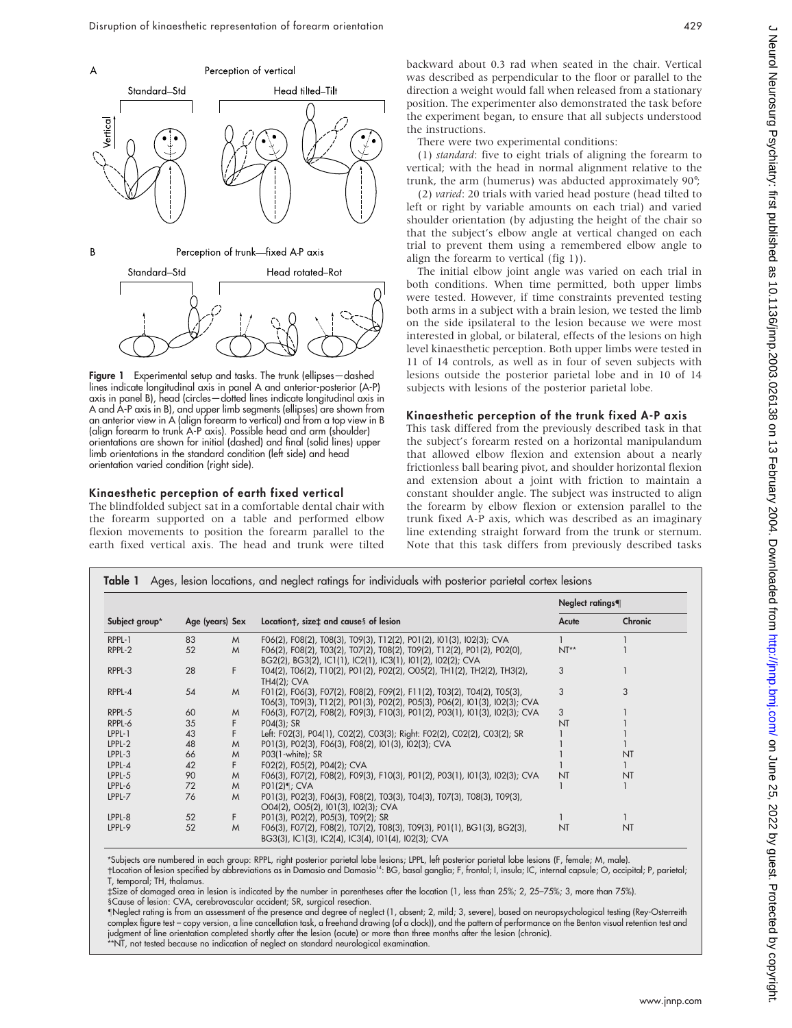Figure 1 Experimental setup and tasks. The trunk (ellipses—dashed lines indicate longitudinal axis in panel A and anterior-posterior (A-P) axis in panel B), head (circles—dotted lines indicate longitudinal axis in A and A-P axis in B), and upper limb segments (ellipses) are shown from an anterior view in A (align forearm to vertical) and from a top view in B (align forearm to trunk A-P axis). Possible head and arm (shoulder) orientations are shown for initial (dashed) and final (solid lines) upper limb orientations in the standard condition (left side) and head orientation varied condition (right side).

### Kinaesthetic perception of earth fixed vertical

The blindfolded subject sat in a comfortable dental chair with the forearm supported on a table and performed elbow flexion movements to position the forearm parallel to the earth fixed vertical axis. The head and trunk were tilted backward about 0.3 rad when seated in the chair. Vertical was described as perpendicular to the floor or parallel to the direction a weight would fall when released from a stationary position. The experimenter also demonstrated the task before the experiment began, to ensure that all subjects understood the instructions.

There were two experimental conditions:

(1) *standard*: five to eight trials of aligning the forearm to vertical; with the head in normal alignment relative to the trunk, the arm (humerus) was abducted approximately 90°;

(2) *varied*: 20 trials with varied head posture (head tilted to left or right by variable amounts on each trial) and varied shoulder orientation (by adjusting the height of the chair so that the subject's elbow angle at vertical changed on each trial to prevent them using a remembered elbow angle to align the forearm to vertical (fig 1)).

The initial elbow joint angle was varied on each trial in both conditions. When time permitted, both upper limbs were tested. However, if time constraints prevented testing both arms in a subject with a brain lesion, we tested the limb on the side ipsilateral to the lesion because we were most interested in global, or bilateral, effects of the lesions on high level kinaesthetic perception. Both upper limbs were tested in 11 of 14 controls, as well as in four of seven subjects with lesions outside the posterior parietal lobe and in 10 of 14 subjects with lesions of the posterior parietal lobe.

### Kinaesthetic perception of the trunk fixed A-P axis

This task differed from the previously described task in that the subject's forearm rested on a horizontal manipulandum that allowed elbow flexion and extension about a nearly frictionless ball bearing pivot, and shoulder horizontal flexion and extension about a joint with friction to maintain a constant shoulder angle. The subject was instructed to align the forearm by elbow flexion or extension parallel to the trunk fixed A-P axis, which was described as an imaginary line extending straight forward from the trunk or sternum. Note that this task differs from previously described tasks

**Table 1** Ages, lesion locations, and neglect ratings for individuals with posterior parietal cortex lesions

| Subject group* | Age (years) | Sex | Location†, size‡ and cause§ of lesion | Neglect ratings¶ | |
|---|---|---|---|---|---|
| | | | | Acute | Chronic |
| RPPL-1 | 83 | M | F06(2), F08(2), T08(3), T09(3), T12(2), P01(2), I01(3), I02(3); CVA | 1 | 1 |
| RPPL-2 | 52 | M | F06(2), F08(2), T03(2), T07(2), T08(2), T09(2), T12(2), P01(2), P02(0), BG2(2), BG3(2), IC1(1), IC2(1), IC3(1), I01(2), I02(2); CVA | NT** | 1 |
| RPPL-3 | 28 | F | T04(2), T06(2), T10(2), P01(2), P02(2), O05(2), TH1(2), TH2(2), TH3(2), TH4(2); CVA | 3 | 1 |
| RPPL-4 | 54 | M | F01(2), F06(3), F07(2), F08(2), F09(2), F11(2), T03(2), T04(2), T05(3), T06(3), T09(3), T12(2), P01(3), P02(2), P05(3), P06(2), I01(3), I02(3); CVA | 3 | 3 |
| RPPL-5 | 60 | M | F06(3), F07(2), F08(2), F09(3), F10(3), P01(2), P03(1), I01(3), I02(3); CVA | 3 | 1 |
| RPPL-6 | 35 | F | P04(3); SR | NT | 1 |
| LPPL-1 | 43 | F | Left: F02(3), P04(1), C02(2), C03(3); Right: F02(2), C02(2), C03(2); SR | 1 | 1 |
| LPPL-2 | 48 | M | P01(3), P02(3), F06(3), F08(2), I01(3), I02(3); CVA | 1 | 1 |
| LPPL-3 | 66 | M | P03(1-white); SR | 1 | NT |
| LPPL-4 | 42 | F | F02(2), F05(2), P04(2); CVA | 1 | 1 |
| LPPL-5 | 90 | M | F06(3), F07(2), F08(2), F09(2), F10(3), P01(2), P03(1), I01(3), I02(3); CVA | NT | NT |
| LPPL-6 | 72 | M | P01(2)¶; CVA | 1 | 1 |
| LPPL-7 | 76 | M | P01(3), P02(3), F06(3), F08(2), T03(3), T04(3), T07(3), T08(3), T09(3), O04(2), O05(2), I01(3), I02(3); CVA | | |
| LPPL-8 | 52 | F | P01(3), P02(2), P05(3), T09(2); SR | 1 | 1 |
| LPPL-9 | 52 | M | F06(3), F07(2), F08(2), T07(2), T08(3), T09(3), P01(1), BG1(3), BG2(3), BG3(3), IC1(3), IC2(4), IC3(4), I01(4), I02(3); CVA | NT | NT |

*Subjects are numbered in each group: RPPL, right posterior parietal lobe lesions; LPPL, left posterior parietal lobe lesions (F, female; M, male).
†Location of lesion specified by abbreviations as in Damasio and Damasio[14]: BG, basal ganglia; F, frontal; I, insula; IC, internal capsule; O, occipital; P, parietal; T, temporal; TH, thalamus.
‡Size of damaged area in lesion is indicated by the number in parentheses after the location (1, less than 25%; 2, 25–75%; 3, more than 75%).
§Cause of lesion: CVA, cerebrovascular accident; SR, surgical resection.
¶Neglect rating is from an assessment of the presence and degree of neglect (1, absent; 2, mild; 3, severe), based on neuropsychological testing (Rey-Osterreith complex figure test – copy version, a line cancellation task, a freehand drawing (of a clock)), and the pattern of performance on the Benton visual retention test and judgment of line orientation completed shortly after the lesion (acute) or more than three months after the lesion (chronic).
**NT, not tested because no indication of neglect on standard neurological examination.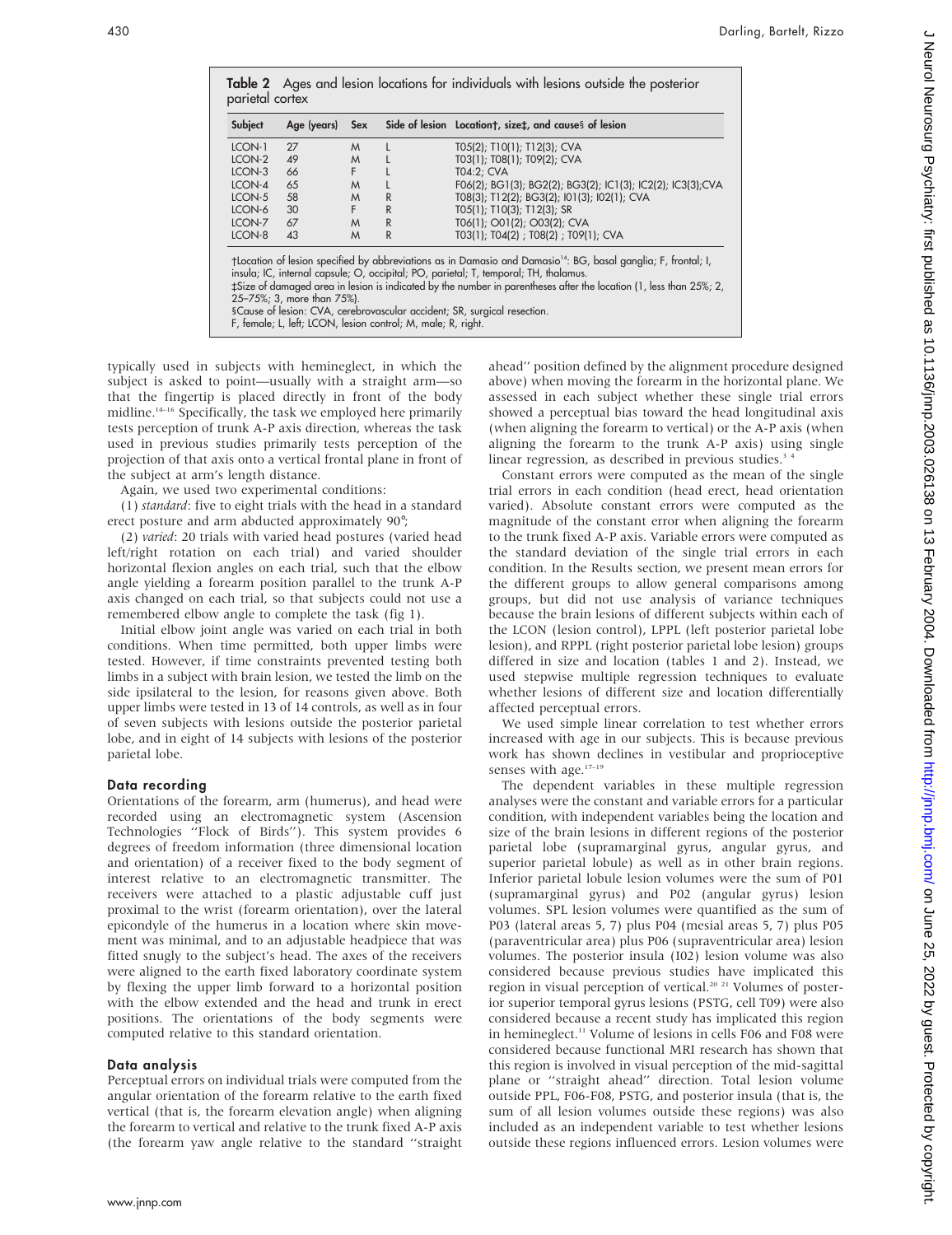**Table 2** Ages and lesion locations for individuals with lesions outside the posterior parietal cortex

| Subject | Age (years) | Sex | Side of lesion | Location†, size‡, and cause§ of lesion |
|---|---|---|---|---|
| LCON-1 | 27 | M | L | T05(2); T10(1); T12(3); CVA |
| LCON-2 | 49 | M | L | T03(1); T08(1); T09(2); CVA |
| LCON-3 | 66 | F | L | T04:2; CVA |
| LCON-4 | 65 | M | L | F06(2); BG1(3); BG2(2); BG3(2); IC1(3); IC2(2); IC3(3);CVA |
| LCON-5 | 58 | M | R | T08(3); T12(2); BG3(2); I01(3); I02(1); CVA |
| LCON-6 | 30 | F | R | T05(1); T10(3); T12(3); SR |
| LCON-7 | 67 | M | R | T06(1); O01(2); O03(2); CVA |
| LCON-8 | 43 | M | R | T03(1); T04(2) ; T08(2) ; T09(1); CVA |

†Location of lesion specified by abbreviations as in Damasio and Damasio[14]: BG, basal ganglia; F, frontal; I, insula; IC, internal capsule; O, occipital; PO, parietal; T, temporal; TH, thalamus.
‡Size of damaged area in lesion is indicated by the number in parentheses after the location (1, less than 25%; 2, 25–75%; 3, more than 75%).
§Cause of lesion: CVA, cerebrovascular accident; SR, surgical resection.
F, female; L, left; LCON, lesion control; M, male; R, right.

typically used in subjects with hemineglect, in which the subject is asked to point—usually with a straight arm—so that the fingertip is placed directly in front of the body midline.[14–16] Specifically, the task we employed here primarily tests perception of trunk A-P axis direction, whereas the task used in previous studies primarily tests perception of the projection of that axis onto a vertical frontal plane in front of the subject at arm's length distance.

Again, we used two experimental conditions:

(1) *standard*: five to eight trials with the head in a standard erect posture and arm abducted approximately 90°;

(2) *varied*: 20 trials with varied head postures (varied head left/right rotation on each trial) and varied shoulder horizontal flexion angles on each trial, such that the elbow angle yielding a forearm position parallel to the trunk A-P axis changed on each trial, so that subjects could not use a remembered elbow angle to complete the task (fig 1).

Initial elbow joint angle was varied on each trial in both conditions. When time permitted, both upper limbs were tested. However, if time constraints prevented testing both limbs in a subject with brain lesion, we tested the limb on the side ipsilateral to the lesion, for reasons given above. Both upper limbs were tested in 13 of 14 controls, as well as in four of seven subjects with lesions outside the posterior parietal lobe, and in eight of 14 subjects with lesions of the posterior parietal lobe.

### Data recording

Orientations of the forearm, arm (humerus), and head were recorded using an electromagnetic system (Ascension Technologies "Flock of Birds"). This system provides 6 degrees of freedom information (three dimensional location and orientation) of a receiver fixed to the body segment of interest relative to an electromagnetic transmitter. The receivers were attached to a plastic adjustable cuff just proximal to the wrist (forearm orientation), over the lateral epicondyle of the humerus in a location where skin movement was minimal, and to an adjustable headpiece that was fitted snugly to the subject's head. The axes of the receivers were aligned to the earth fixed laboratory coordinate system by flexing the upper limb forward to a horizontal position with the elbow extended and the head and trunk in erect positions. The orientations of the body segments were computed relative to this standard orientation.

### Data analysis

Perceptual errors on individual trials were computed from the angular orientation of the forearm relative to the earth fixed vertical (that is, the forearm elevation angle) when aligning the forearm to vertical and relative to the trunk fixed A-P axis (the forearm yaw angle relative to the standard "straight ahead" position defined by the alignment procedure designed above) when moving the forearm in the horizontal plane. We assessed in each subject whether these single trial errors showed a perceptual bias toward the head longitudinal axis (when aligning the forearm to vertical) or the A-P axis (when aligning the forearm to the trunk A-P axis) using single linear regression, as described in previous studies.[3 4]

Constant errors were computed as the mean of the single trial errors in each condition (head erect, head orientation varied). Absolute constant errors were computed as the magnitude of the constant error when aligning the forearm to the trunk fixed A-P axis. Variable errors were computed as the standard deviation of the single trial errors in each condition. In the Results section, we present mean errors for the different groups to allow general comparisons among groups, but did not use analysis of variance techniques because the brain lesions of different subjects within each of the LCON (lesion control), LPPL (left posterior parietal lobe lesion), and RPPL (right posterior parietal lobe lesion) groups differed in size and location (tables 1 and 2). Instead, we used stepwise multiple regression techniques to evaluate whether lesions of different size and location differentially affected perceptual errors.

We used simple linear correlation to test whether errors increased with age in our subjects. This is because previous work has shown declines in vestibular and proprioceptive senses with age.[17–19]

The dependent variables in these multiple regression analyses were the constant and variable errors for a particular condition, with independent variables being the location and size of the brain lesions in different regions of the posterior parietal lobe (supramarginal gyrus, angular gyrus, and superior parietal lobule) as well as in other brain regions. Inferior parietal lobule lesion volumes were the sum of P01 (supramarginal gyrus) and P02 (angular gyrus) lesion volumes. SPL lesion volumes were quantified as the sum of P03 (lateral areas 5, 7) plus P04 (mesial areas 5, 7) plus P05 (paraventricular area) plus P06 (supraventricular area) lesion volumes. The posterior insula (I02) lesion volume was also considered because previous studies have implicated this region in visual perception of vertical.[20 21] Volumes of posterior superior temporal gyrus lesions (PSTG, cell T09) were also considered because a recent study has implicated this region in hemineglect.[11] Volume of lesions in cells F06 and F08 were considered because functional MRI research has shown that this region is involved in visual perception of the mid-sagittal plane or "straight ahead" direction. Total lesion volume outside PPL, F06-F08, PSTG, and posterior insula (that is, the sum of all lesion volumes outside these regions) was also included as an independent variable to test whether lesions outside these regions influenced errors. Lesion volumes were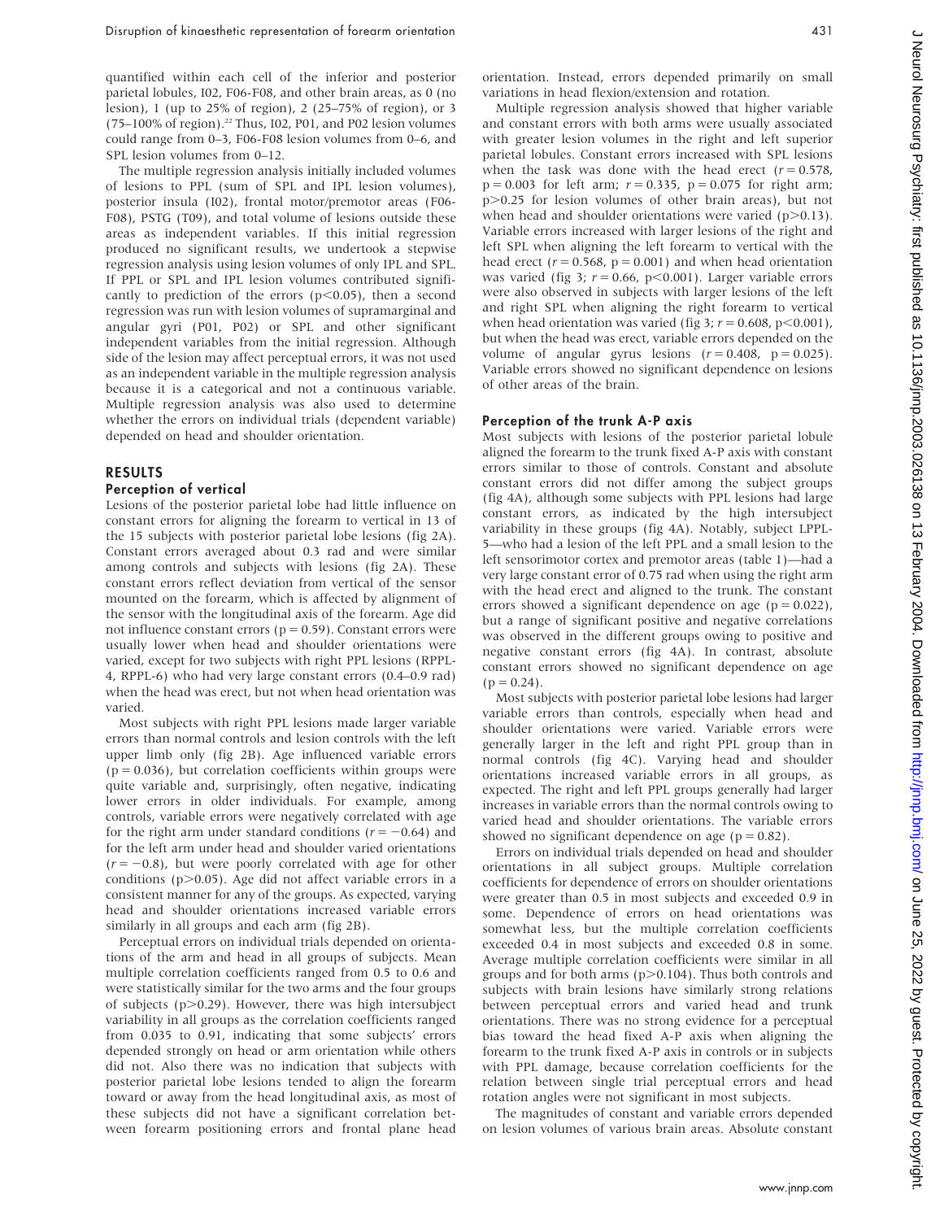quantified within each cell of the inferior and posterior parietal lobules, I02, F06-F08, and other brain areas, as 0 (no lesion), 1 (up to 25% of region), 2 (25–75% of region), or 3 (75–100% of region).[22] Thus, I02, P01, and P02 lesion volumes could range from 0–3, F06-F08 lesion volumes from 0–6, and SPL lesion volumes from 0–12.

The multiple regression analysis initially included volumes of lesions to PPL (sum of SPL and IPL lesion volumes), posterior insula (I02), frontal motor/premotor areas (F06-F08), PSTG (T09), and total volume of lesions outside these areas as independent variables. If this initial regression produced no significant results, we undertook a stepwise regression analysis using lesion volumes of only IPL and SPL. If PPL or SPL and IPL lesion volumes contributed significantly to prediction of the errors ($p<0.05$), then a second regression was run with lesion volumes of supramarginal and angular gyri (P01, P02) or SPL and other significant independent variables from the initial regression. Although side of the lesion may affect perceptual errors, it was not used as an independent variable in the multiple regression analysis because it is a categorical and not a continuous variable. Multiple regression analysis was also used to determine whether the errors on individual trials (dependent variable) depended on head and shoulder orientation.

## RESULTS

### Perception of vertical

Lesions of the posterior parietal lobe had little influence on constant errors for aligning the forearm to vertical in 13 of the 15 subjects with posterior parietal lobe lesions (fig 2A). Constant errors averaged about 0.3 rad and were similar among controls and subjects with lesions (fig 2A). These constant errors reflect deviation from vertical of the sensor mounted on the forearm, which is affected by alignment of the sensor with the longitudinal axis of the forearm. Age did not influence constant errors ($p=0.59$). Constant errors were usually lower when head and shoulder orientations were varied, except for two subjects with right PPL lesions (RPPL-4, RPPL-6) who had very large constant errors (0.4–0.9 rad) when the head was erect, but not when head orientation was varied.

Most subjects with right PPL lesions made larger variable errors than normal controls and lesion controls with the left upper limb only (fig 2B). Age influenced variable errors ($p=0.036$), but correlation coefficients within groups were quite variable and, surprisingly, often negative, indicating lower errors in older individuals. For example, among controls, variable errors were negatively correlated with age for the right arm under standard conditions ($r=-0.64$) and for the left arm under head and shoulder varied orientations ($r=-0.8$), but were poorly correlated with age for other conditions ($p>0.05$). Age did not affect variable errors in a consistent manner for any of the groups. As expected, varying head and shoulder orientations increased variable errors similarly in all groups and each arm (fig 2B).

Perceptual errors on individual trials depended on orientations of the arm and head in all groups of subjects. Mean multiple correlation coefficients ranged from 0.5 to 0.6 and were statistically similar for the two arms and the four groups of subjects ($p>0.29$). However, there was high intersubject variability in all groups as the correlation coefficients ranged from 0.035 to 0.91, indicating that some subjects' errors depended strongly on head or arm orientation while others did not. Also there was no indication that subjects with posterior parietal lobe lesions tended to align the forearm toward or away from the head longitudinal axis, as most of these subjects did not have a significant correlation between forearm positioning errors and frontal plane head orientation. Instead, errors depended primarily on small variations in head flexion/extension and rotation.

Multiple regression analysis showed that higher variable and constant errors with both arms were usually associated with greater lesion volumes in the right and left superior parietal lobules. Constant errors increased with SPL lesions when the task was done with the head erect ($r=0.578$, $p=0.003$ for left arm; $r=0.335$, $p=0.075$ for right arm; $p>0.25$ for lesion volumes of other brain areas), but not when head and shoulder orientations were varied ($p>0.13$). Variable errors increased with larger lesions of the right and left SPL when aligning the left forearm to vertical with the head erect ($r=0.568$, $p=0.001$) and when head orientation was varied (fig 3; $r=0.66$, $p<0.001$). Larger variable errors were also observed in subjects with larger lesions of the left and right SPL when aligning the right forearm to vertical when head orientation was varied (fig 3; $r=0.608$, $p<0.001$), but when the head was erect, variable errors depended on the volume of angular gyrus lesions ($r=0.408$, $p=0.025$). Variable errors showed no significant dependence on lesions of other areas of the brain.

### Perception of the trunk A-P axis

Most subjects with lesions of the posterior parietal lobule aligned the forearm to the trunk fixed A-P axis with constant errors similar to those of controls. Constant and absolute constant errors did not differ among the subject groups (fig 4A), although some subjects with PPL lesions had large constant errors, as indicated by the high intersubject variability in these groups (fig 4A). Notably, subject LPPL-5—who had a lesion of the left PPL and a small lesion to the left sensorimotor cortex and premotor areas (table 1)—had a very large constant error of 0.75 rad when using the right arm with the head erect and aligned to the trunk. The constant errors showed a significant dependence on age ($p=0.022$), but a range of significant positive and negative correlations was observed in the different groups owing to positive and negative constant errors (fig 4A). In contrast, absolute constant errors showed no significant dependence on age ($p=0.24$).

Most subjects with posterior parietal lobe lesions had larger variable errors than controls, especially when head and shoulder orientations were varied. Variable errors were generally larger in the left and right PPL group than in normal controls (fig 4C). Varying head and shoulder orientations increased variable errors in all groups, as expected. The right and left PPL groups generally had larger increases in variable errors than the normal controls owing to varied head and shoulder orientations. The variable errors showed no significant dependence on age ($p=0.82$).

Errors on individual trials depended on head and shoulder orientations in all subject groups. Multiple correlation coefficients for dependence of errors on shoulder orientations were greater than 0.5 in most subjects and exceeded 0.9 in some. Dependence of errors on head orientations was somewhat less, but the multiple correlation coefficients exceeded 0.4 in most subjects and exceeded 0.8 in some. Average multiple correlation coefficients were similar in all groups and for both arms ($p>0.104$). Thus both controls and subjects with brain lesions have similarly strong relations between perceptual errors and varied head and trunk orientations. There was no strong evidence for a perceptual bias toward the head fixed A-P axis when aligning the forearm to the trunk fixed A-P axis in controls or in subjects with PPL damage, because correlation coefficients for the relation between single trial perceptual errors and head rotation angles were not significant in most subjects.

The magnitudes of constant and variable errors depended on lesion volumes of various brain areas. Absolute constant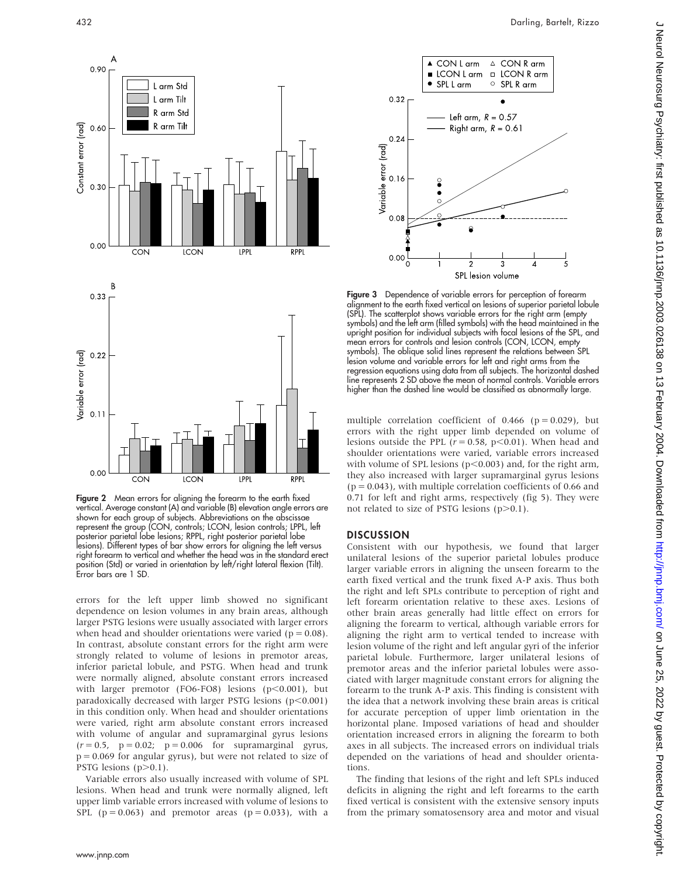**Figure 2** Mean errors for aligning the forearm to the earth fixed vertical. Average constant (A) and variable (B) elevation angle errors are shown for each group of subjects. Abbreviations on the abscissae represent the group (CON, controls; LCON, lesion controls; LPPL, left posterior parietal lobe lesions; RPPL, right posterior parietal lobe lesions). Different types of bar show errors for aligning the left versus right forearm to vertical and whether the head was in the standard erect position (Std) or varied in orientation by left/right lateral flexion (Tilt). Error bars are 1 SD.

errors for the left upper limb showed no significant dependence on lesion volumes in any brain areas, although larger PSTG lesions were usually associated with larger errors when head and shoulder orientations were varied ($p = 0.08$). In contrast, absolute constant errors for the right arm were strongly related to volume of lesions in premotor areas, inferior parietal lobule, and PSTG. When head and trunk were normally aligned, absolute constant errors increased with larger premotor (FO6-FO8) lesions ($p<0.001$), but paradoxically decreased with larger PSTG lesions ($p<0.001$) in this condition only. When head and shoulder orientations were varied, right arm absolute constant errors increased with volume of angular and supramarginal gyrus lesions ($r = 0.5$, $p = 0.02$; $p = 0.006$ for supramarginal gyrus, $p = 0.069$ for angular gyrus), but were not related to size of PSTG lesions ($p>0.1$).

Variable errors also usually increased with volume of SPL lesions. When head and trunk were normally aligned, left upper limb variable errors increased with volume of lesions to SPL ($p = 0.063$) and premotor areas ($p = 0.033$), with a multiple correlation coefficient of 0.466 ($p = 0.029$), but errors with the right upper limb depended on volume of lesions outside the PPL ($r = 0.58$, $p<0.01$). When head and shoulder orientations were varied, variable errors increased with volume of SPL lesions ($p<0.003$) and, for the right arm, they also increased with larger supramarginal gyrus lesions ($p = 0.043$), with multiple correlation coefficients of 0.66 and 0.71 for left and right arms, respectively (fig 5). They were not related to size of PSTG lesions ($p>0.1$).

**Figure 3** Dependence of variable errors for perception of forearm alignment to the earth fixed vertical on lesions of superior parietal lobule (SPL). The scatterplot shows variable errors for the right arm (empty symbols) and the left arm (filled symbols) with the head maintained in the upright position for individual subjects with focal lesions of the SPL, and mean errors for controls and lesion controls (CON, LCON, empty symbols). The oblique solid lines represent the relations between SPL lesion volume and variable errors for left and right arms from the regression equations using data from all subjects. The horizontal dashed line represents 2 SD above the mean of normal controls. Variable errors higher than the dashed line would be classified as abnormally large.

## DISCUSSION

Consistent with our hypothesis, we found that larger unilateral lesions of the superior parietal lobules produce larger variable errors in aligning the unseen forearm to the earth fixed vertical and the trunk fixed A-P axis. Thus both the right and left SPLs contribute to perception of right and left forearm orientation relative to these axes. Lesions of other brain areas generally had little effect on errors for aligning the forearm to vertical, although variable errors for aligning the right arm to vertical tended to increase with lesion volume of the right and left angular gyri of the inferior parietal lobule. Furthermore, larger unilateral lesions of premotor areas and the inferior parietal lobules were associated with larger magnitude constant errors for aligning the forearm to the trunk A-P axis. This finding is consistent with the idea that a network involving these brain areas is critical for accurate perception of upper limb orientation in the horizontal plane. Imposed variations of head and shoulder orientation increased errors in aligning the forearm to both axes in all subjects. The increased errors on individual trials depended on the variations of head and shoulder orientations.

The finding that lesions of the right and left SPLs induced deficits in aligning the right and left forearms to the earth fixed vertical is consistent with the extensive sensory inputs from the primary somatosensory area and motor and visual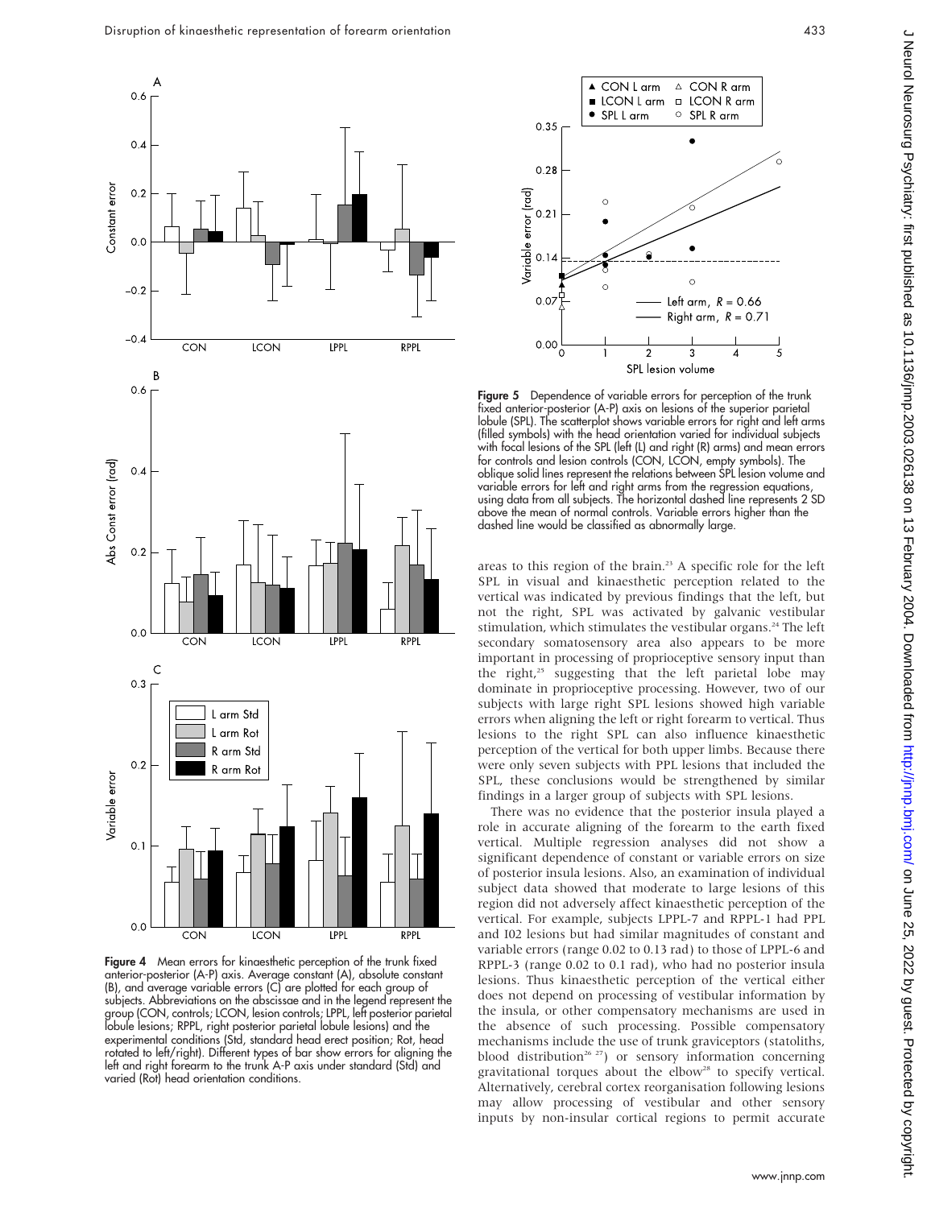**Figure 4** Mean errors for kinaesthetic perception of the trunk fixed anterior-posterior (A-P) axis. Average constant (A), absolute constant (B), and average variable errors (C) are plotted for each group of subjects. Abbreviations on the abscissae and in the legend represent the group (CON, controls; LCON, lesion controls; LPPL, left posterior parietal lobule lesions; RPPL, right posterior parietal lobule lesions) and the experimental conditions (Std, standard head erect position; Rot, head rotated to left/right). Different types of bar show errors for aligning the left and right forearm to the trunk A-P axis under standard (Std) and varied (Rot) head orientation conditions.

**Figure 5** Dependence of variable errors for perception of the trunk fixed anterior-posterior (A-P) axis on lesions of the superior parietal lobule (SPL). The scatterplot shows variable errors for right and left arms (filled symbols) with the head orientation varied for individual subjects with focal lesions of the SPL (left (L) and right (R) arms) and mean errors for controls and lesion controls (CON, LCON, empty symbols). The oblique solid lines represent the relations between SPL lesion volume and variable errors for left and right arms from the regression equations, using data from all subjects. The horizontal dashed line represents 2 SD above the mean of normal controls. Variable errors higher than the dashed line would be classified as abnormally large.

areas to this region of the brain.[23] A specific role for the left SPL in visual and kinaesthetic perception related to the vertical was indicated by previous findings that the left, but not the right, SPL was activated by galvanic vestibular stimulation, which stimulates the vestibular organs.[24] The left secondary somatosensory area also appears to be more important in processing of proprioceptive sensory input than the right,[25] suggesting that the left parietal lobe may dominate in proprioceptive processing. However, two of our subjects with large right SPL lesions showed high variable errors when aligning the left or right forearm to vertical. Thus lesions to the right SPL can also influence kinaesthetic perception of the vertical for both upper limbs. Because there were only seven subjects with PPL lesions that included the SPL, these conclusions would be strengthened by similar findings in a larger group of subjects with SPL lesions.

There was no evidence that the posterior insula played a role in accurate aligning of the forearm to the earth fixed vertical. Multiple regression analyses did not show a significant dependence of constant or variable errors on size of posterior insula lesions. Also, an examination of individual subject data showed that moderate to large lesions of this region did not adversely affect kinaesthetic perception of the vertical. For example, subjects LPPL-7 and RPPL-1 had PPL and I02 lesions but had similar magnitudes of constant and variable errors (range 0.02 to 0.13 rad) to those of LPPL-6 and RPPL-3 (range 0.02 to 0.1 rad), who had no posterior insula lesions. Thus kinaesthetic perception of the vertical either does not depend on processing of vestibular information by the insula, or other compensatory mechanisms are used in the absence of such processing. Possible compensatory mechanisms include the use of trunk graviceptors (statoliths, blood distribution[26 27]) or sensory information concerning gravitational torques about the elbow[28] to specify vertical. Alternatively, cerebral cortex reorganisation following lesions may allow processing of vestibular and other sensory inputs by non-insular cortical regions to permit accurate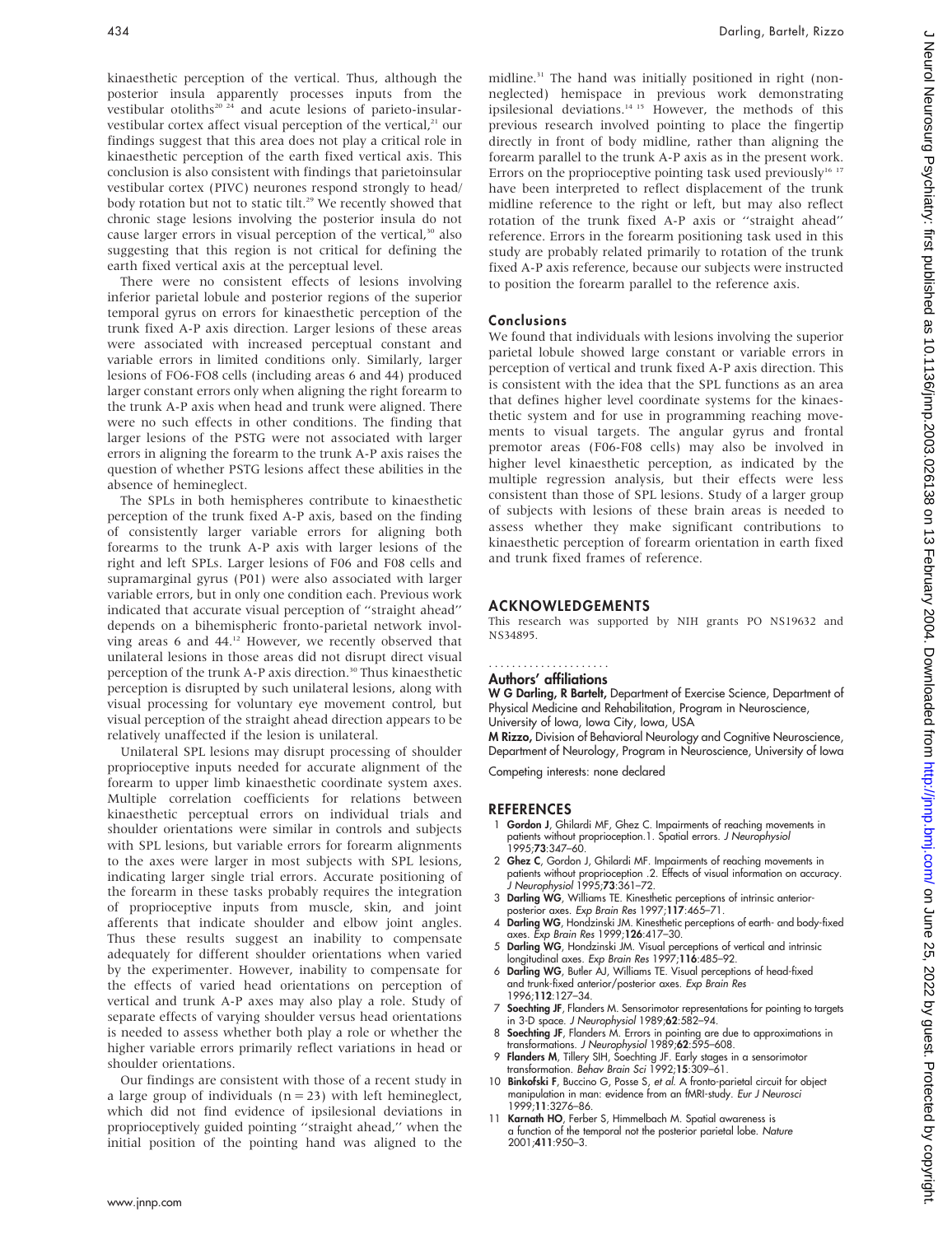kinaesthetic perception of the vertical. Thus, although the posterior insula apparently processes inputs from the vestibular otoliths[20 24] and acute lesions of parieto-insular-vestibular cortex affect visual perception of the vertical,[21] our findings suggest that this area does not play a critical role in kinaesthetic perception of the earth fixed vertical axis. This conclusion is also consistent with findings that parietoinsular vestibular cortex (PIVC) neurones respond strongly to head/body rotation but not to static tilt.[29] We recently showed that chronic stage lesions involving the posterior insula do not cause larger errors in visual perception of the vertical,[30] also suggesting that this region is not critical for defining the earth fixed vertical axis at the perceptual level.

There were no consistent effects of lesions involving inferior parietal lobule and posterior regions of the superior temporal gyrus on errors for kinaesthetic perception of the trunk fixed A-P axis direction. Larger lesions of these areas were associated with increased perceptual constant and variable errors in limited conditions only. Similarly, larger lesions of FO6-FO8 cells (including areas 6 and 44) produced larger constant errors only when aligning the right forearm to the trunk A-P axis when head and trunk were aligned. There were no such effects in other conditions. The finding that larger lesions of the PSTG were not associated with larger errors in aligning the forearm to the trunk A-P axis raises the question of whether PSTG lesions affect these abilities in the absence of hemineglect.

The SPLs in both hemispheres contribute to kinaesthetic perception of the trunk fixed A-P axis, based on the finding of consistently larger variable errors for aligning both forearms to the trunk A-P axis with larger lesions of the right and left SPLs. Larger lesions of F06 and F08 cells and supramarginal gyrus (P01) were also associated with larger variable errors, but in only one condition each. Previous work indicated that accurate visual perception of "straight ahead" depends on a bihemispheric fronto-parietal network involving areas 6 and 44.[12] However, we recently observed that unilateral lesions in those areas did not disrupt direct visual perception of the trunk A-P axis direction.[30] Thus kinaesthetic perception is disrupted by such unilateral lesions, along with visual processing for voluntary eye movement control, but visual perception of the straight ahead direction appears to be relatively unaffected if the lesion is unilateral.

Unilateral SPL lesions may disrupt processing of shoulder proprioceptive inputs needed for accurate alignment of the forearm to upper limb kinaesthetic coordinate system axes. Multiple correlation coefficients for relations between kinaesthetic perceptual errors on individual trials and shoulder orientations were similar in controls and subjects with SPL lesions, but variable errors for forearm alignments to the axes were larger in most subjects with SPL lesions, indicating larger single trial errors. Accurate positioning of the forearm in these tasks probably requires the integration of proprioceptive inputs from muscle, skin, and joint afferents that indicate shoulder and elbow joint angles. Thus these results suggest an inability to compensate adequately for different shoulder orientations when varied by the experimenter. However, inability to compensate for the effects of varied head orientations on perception of vertical and trunk A-P axes may also play a role. Study of separate effects of varying shoulder versus head orientations is needed to assess whether both play a role or whether the higher variable errors primarily reflect variations in head or shoulder orientations.

Our findings are consistent with those of a recent study in a large group of individuals ($n = 23$) with left hemineglect, which did not find evidence of ipsilesional deviations in proprioceptively guided pointing "straight ahead," when the initial position of the pointing hand was aligned to the midline.[31] The hand was initially positioned in right (non-neglected) hemispace in previous work demonstrating ipsilesional deviations.[14 15] However, the methods of this previous research involved pointing to place the fingertip directly in front of body midline, rather than aligning the forearm parallel to the trunk A-P axis as in the present work. Errors on the proprioceptive pointing task used previously[16 17] have been interpreted to reflect displacement of the trunk midline reference to the right or left, but may also reflect rotation of the trunk fixed A-P axis or "straight ahead" reference. Errors in the forearm positioning task used in this study are probably related primarily to rotation of the trunk fixed A-P axis reference, because our subjects were instructed to position the forearm parallel to the reference axis.

## Conclusions

We found that individuals with lesions involving the superior parietal lobule showed large constant or variable errors in perception of vertical and trunk fixed A-P axis direction. This is consistent with the idea that the SPL functions as an area that defines higher level coordinate systems for the kinaesthetic system and for use in programming reaching movements to visual targets. The angular gyrus and frontal premotor areas (F06-F08 cells) may also be involved in higher level kinaesthetic perception, as indicated by the multiple regression analysis, but their effects were less consistent than those of SPL lesions. Study of a larger group of subjects with lesions of these brain areas is needed to assess whether they make significant contributions to kinaesthetic perception of forearm orientation in earth fixed and trunk fixed frames of reference.

## ACKNOWLEDGEMENTS

This research was supported by NIH grants PO NS19632 and NS34895.

### Authors' affiliations

**W G Darling, R Bartelt,** Department of Exercise Science, Department of Physical Medicine and Rehabilitation, Program in Neuroscience, University of Iowa, Iowa City, Iowa, USA

**M Rizzo,** Division of Behavioral Neurology and Cognitive Neuroscience, Department of Neurology, Program in Neuroscience, University of Iowa

Competing interests: none declared

## REFERENCES

1. **Gordon J**, Ghilardi MF, Ghez C. Impairments of reaching movements in patients without proprioception.1. Spatial errors. *J Neurophysiol* 1995;**73**:347–60.
2. **Ghez C**, Gordon J, Ghilardi MF. Impairments of reaching movements in patients without proprioception .2. Effects of visual information on accuracy. *J Neurophysiol* 1995;**73**:361–72.
3. **Darling WG**, Williams TE. Kinesthetic perceptions of intrinsic anterior-posterior axes. *Exp Brain Res* 1997;**117**:465–71.
4. **Darling WG**, Hondzinski JM. Kinesthetic perceptions of earth- and body-fixed axes. *Exp Brain Res* 1999;**126**:417–30.
5. **Darling WG**, Hondzinski JM. Visual perceptions of vertical and intrinsic longitudinal axes. *Exp Brain Res* 1997;**116**:485–92.
6. **Darling WG**, Butler AJ, Williams TE. Visual perceptions of head-fixed and trunk-fixed anterior/posterior axes. *Exp Brain Res* 1996;**112**:127–34.
7. **Soechting JF**, Flanders M. Sensorimotor representations for pointing to targets in 3-D space. *J Neurophysiol* 1989;**62**:582–94.
8. **Soechting JF**, Flanders M. Errors in pointing are due to approximations in transformations. *J Neurophysiol* 1989;**62**:595–608.
9. **Flanders M**, Tillery SIH, Soechting JF. Early stages in a sensorimotor transformation. *Behav Brain Sci* 1992;**15**:309–61.
10. **Binkofski F**, Buccino G, Posse S, *et al.* A fronto-parietal circuit for object manipulation in man: evidence from an fMRI-study. *Eur J Neurosci* 1999;**11**:3276–86.
11. **Karnath HO**, Ferber S, Himmelbach M. Spatial awareness is a function of the temporal not the posterior parietal lobe. *Nature* 2001;**411**:950–3.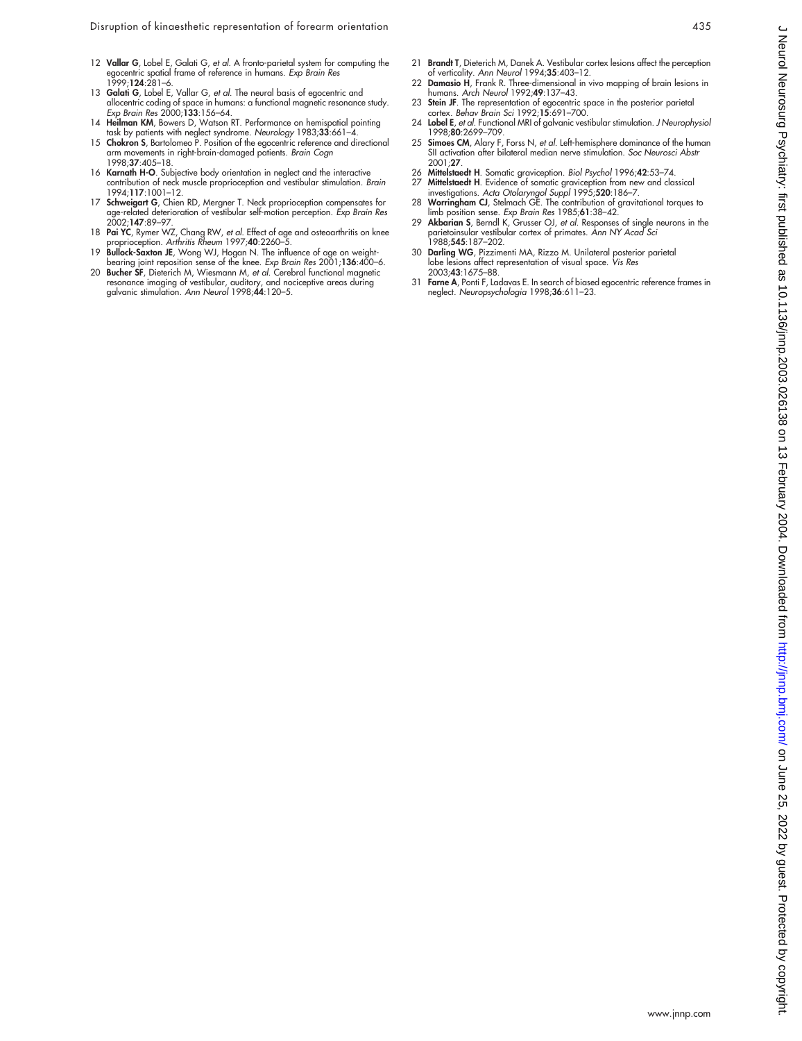12 **Vallar G**, Lobel E, Galati G, *et al*. A fronto-parietal system for computing the egocentric spatial frame of reference in humans. *Exp Brain Res* 1999;**124**:281–6.

13 **Galati G**, Lobel E, Vallar G, *et al*. The neural basis of egocentric and allocentric coding of space in humans: a functional magnetic resonance study. *Exp Brain Res* 2000;**133**:156–64.

14 **Heilman KM**, Bowers D, Watson RT. Performance on hemispatial pointing task by patients with neglect syndrome. *Neurology* 1983;**33**:661–4.

15 **Chokron S**, Bartolomeo P. Position of the egocentric reference and directional arm movements in right-brain-damaged patients. *Brain Cogn* 1998;**37**:405–18.

16 **Karnath H-O**. Subjective body orientation in neglect and the interactive contribution of neck muscle proprioception and vestibular stimulation. *Brain* 1994;**117**:1001–12.

17 **Schweigart G**, Chien RD, Mergner T. Neck proprioception compensates for age-related deterioration of vestibular self-motion perception. *Exp Brain Res* 2002;**147**:89–97.

18 **Pai YC**, Rymer WZ, Chang RW, *et al*. Effect of age and osteoarthritis on knee proprioception. *Arthritis Rheum* 1997;**40**:2260–5.

19 **Bullock-Saxton JE**, Wong WJ, Hogan N. The influence of age on weight-bearing joint reposition sense of the knee. *Exp Brain Res* 2001;**136**:400–6.

20 **Bucher SF**, Dieterich M, Wiesmann M, *et al*. Cerebral functional magnetic resonance imaging of vestibular, auditory, and nociceptive areas during galvanic stimulation. *Ann Neurol* 1998;**44**:120–5.

21 **Brandt T**, Dieterich M, Danek A. Vestibular cortex lesions affect the perception of verticality. *Ann Neurol* 1994;**35**:403–12.

22 **Damasio H**, Frank R. Three-dimensional in vivo mapping of brain lesions in humans. *Arch Neurol* 1992;**49**:137–43.

23 **Stein JF**. The representation of egocentric space in the posterior parietal cortex. *Behav Brain Sci* 1992;**15**:691–700.

24 **Lobel E**, *et al*. Functional MRI of galvanic vestibular stimulation. *J Neurophysiol* 1998;**80**:2699–709.

25 **Simoes CM**, Alary F, Forss N, *et al*. Left-hemisphere dominance of the human SII activation after bilateral median nerve stimulation. *Soc Neurosci Abstr* 2001;**27**.

26 **Mittelstaedt H**. Somatic graviception. *Biol Psychol* 1996;**42**:53–74.

27 **Mittelstaedt H**. Evidence of somatic graviception from new and classical investigations. *Acta Otolaryngol Suppl* 1995;**520**:186–7.

28 **Worringham CJ**, Stelmach GE. The contribution of gravitational torques to limb position sense. *Exp Brain Res* 1985;**61**:38–42.

29 **Akbarian S**, Berndl K, Grusser OJ, *et al*. Responses of single neurons in the parietoinsular vestibular cortex of primates. *Ann NY Acad Sci* 1988;**545**:187–202.

30 **Darling WG**, Pizzimenti MA, Rizzo M. Unilateral posterior parietal lobe lesions affect representation of visual space. *Vis Res* 2003;**43**:1675–88.

31 **Farne A**, Ponti F, Ladavas E. In search of biased egocentric reference frames in neglect. *Neuropsychologia* 1998;**36**:611–23.